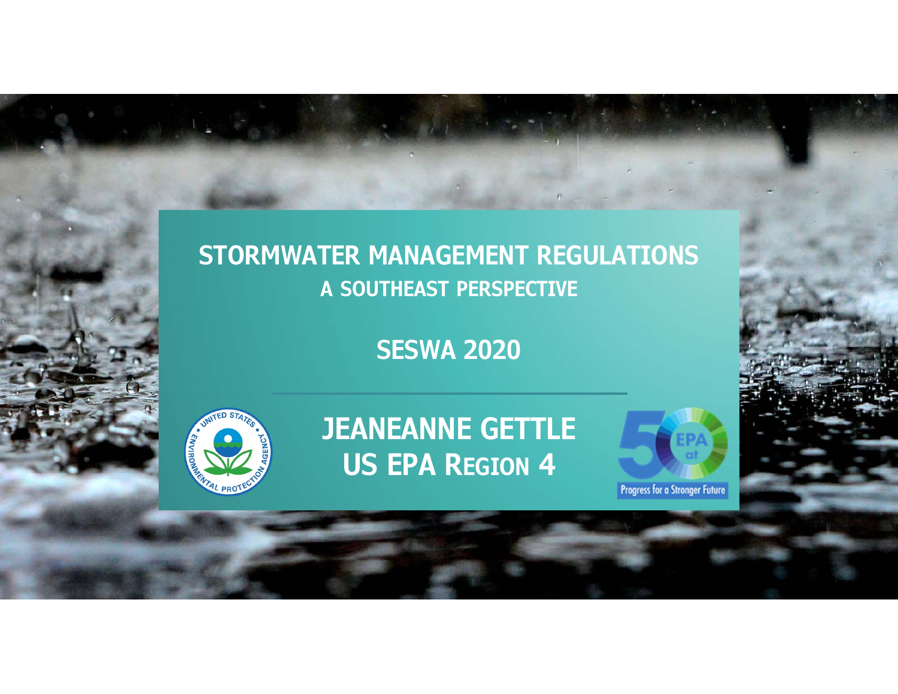# STORMWATER MANAGEMENT REGULATIONS

## A SOUTHEAST PERSPECTIVE

## SESWA 2020

## JEANEANNE GETTLE
## US EPA REGION 4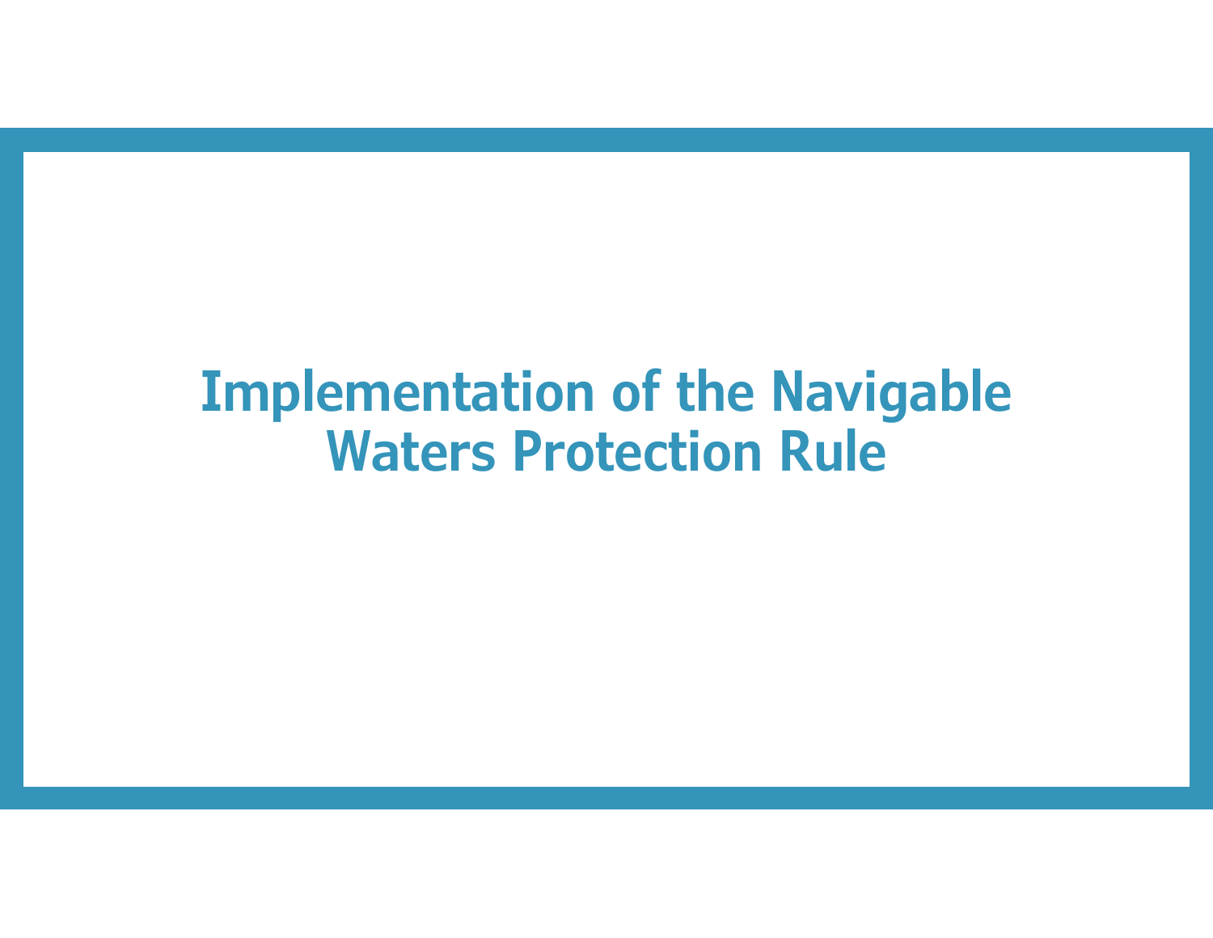# Implementation of the Navigable Waters Protection Rule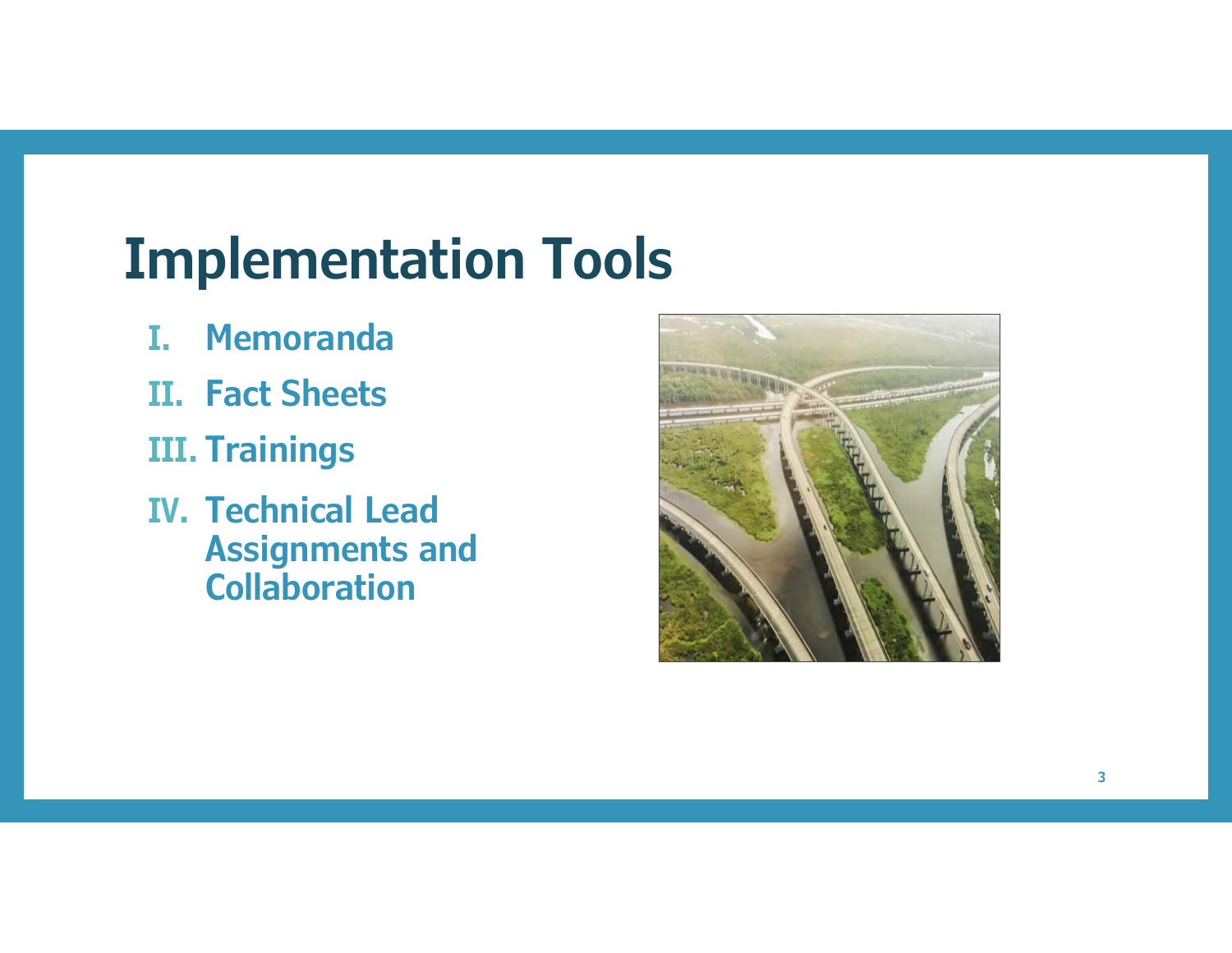# Implementation Tools

I. Memoranda
II. Fact Sheets
III. Trainings
IV. Technical Lead Assignments and Collaboration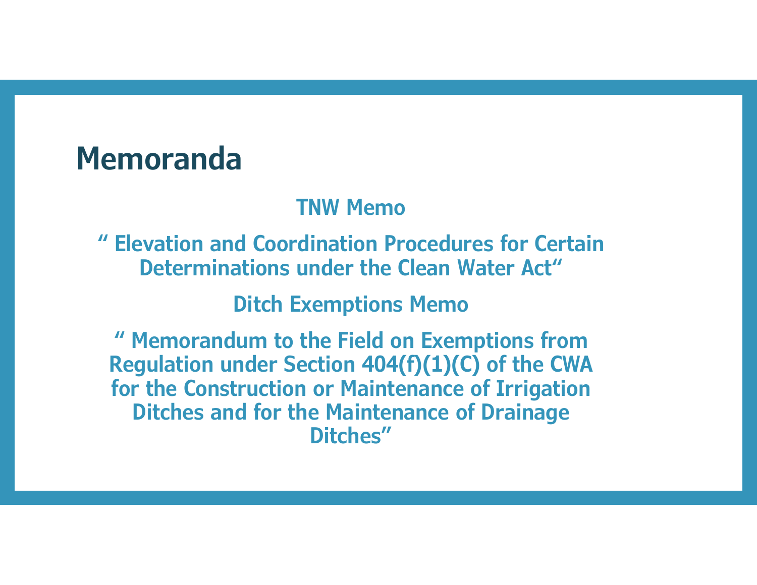# Memoranda

**TNW Memo**

**" Elevation and Coordination Procedures for Certain Determinations under the Clean Water Act"**

**Ditch Exemptions Memo**

**" Memorandum to the Field on Exemptions from Regulation under Section 404(f)(1)(C) of the CWA for the Construction or Maintenance of Irrigation Ditches and for the Maintenance of Drainage Ditches"**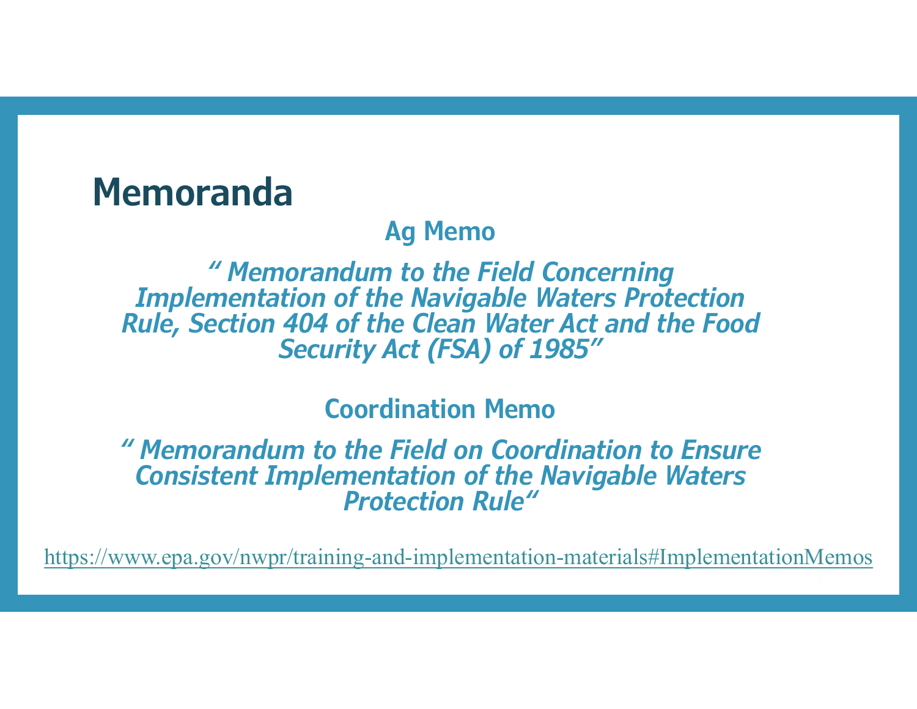# Memoranda

### Ag Memo

*" Memorandum to the Field Concerning Implementation of the Navigable Waters Protection Rule, Section 404 of the Clean Water Act and the Food Security Act (FSA) of 1985"*

### Coordination Memo

*" Memorandum to the Field on Coordination to Ensure Consistent Implementation of the Navigable Waters Protection Rule"*

https://www.epa.gov/nwpr/training-and-implementation-materials#ImplementationMemos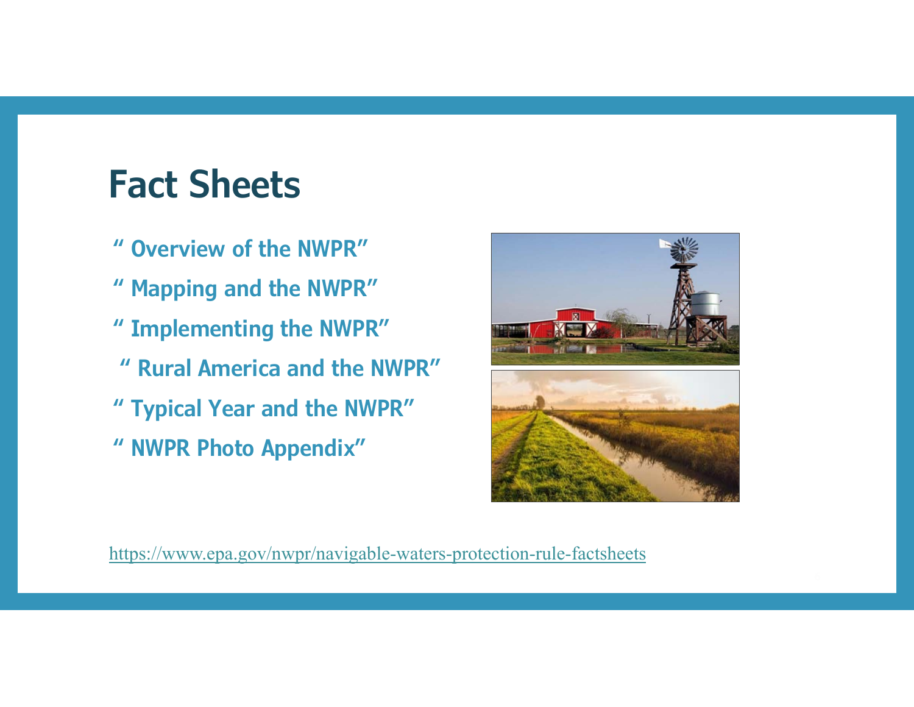# Fact Sheets

- " Overview of the NWPR"
- " Mapping and the NWPR"
- " Implementing the NWPR"
- " Rural America and the NWPR"
- " Typical Year and the NWPR"
- " NWPR Photo Appendix"

https://www.epa.gov/nwpr/navigable-waters-protection-rule-factsheets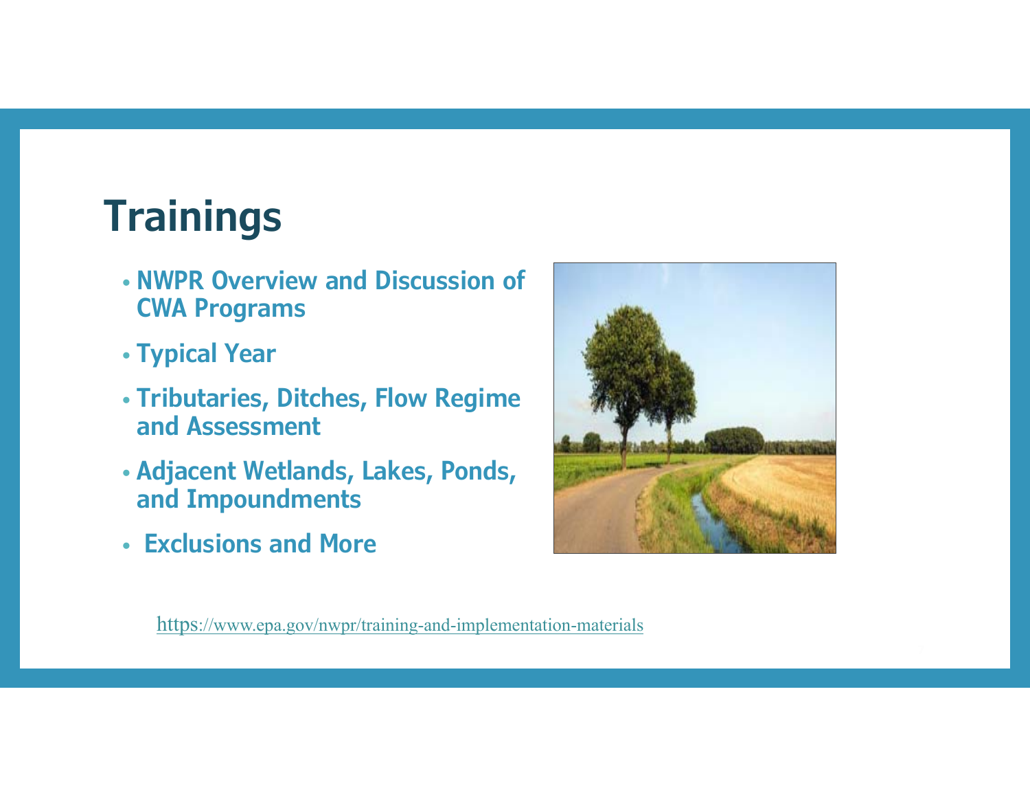# Trainings

- NWPR Overview and Discussion of CWA Programs
- Typical Year
- Tributaries, Ditches, Flow Regime and Assessment
- Adjacent Wetlands, Lakes, Ponds, and Impoundments
- Exclusions and More

https://www.epa.gov/nwpr/training-and-implementation-materials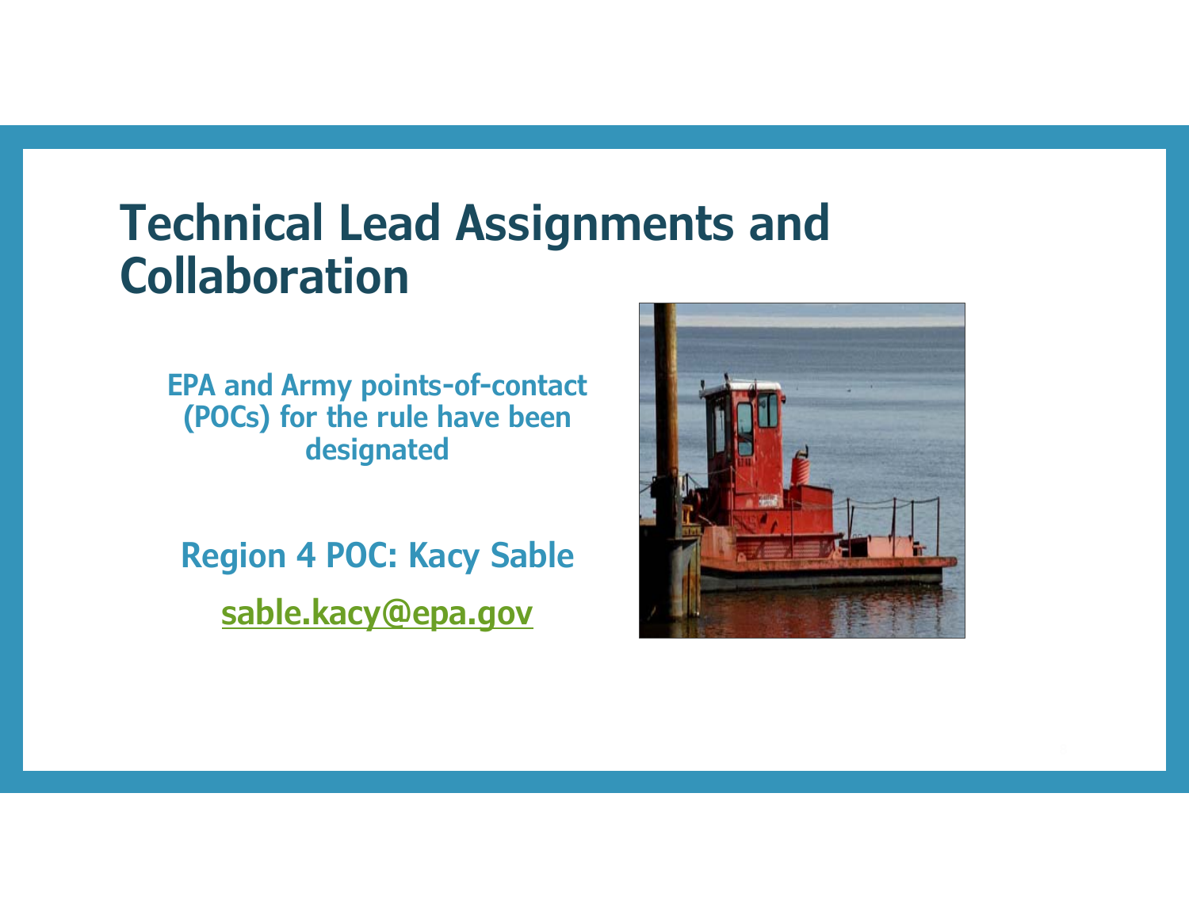# Technical Lead Assignments and Collaboration

**EPA and Army points-of-contact (POCs) for the rule have been designated**

**Region 4 POC: Kacy Sable**

**sable.kacy@epa.gov**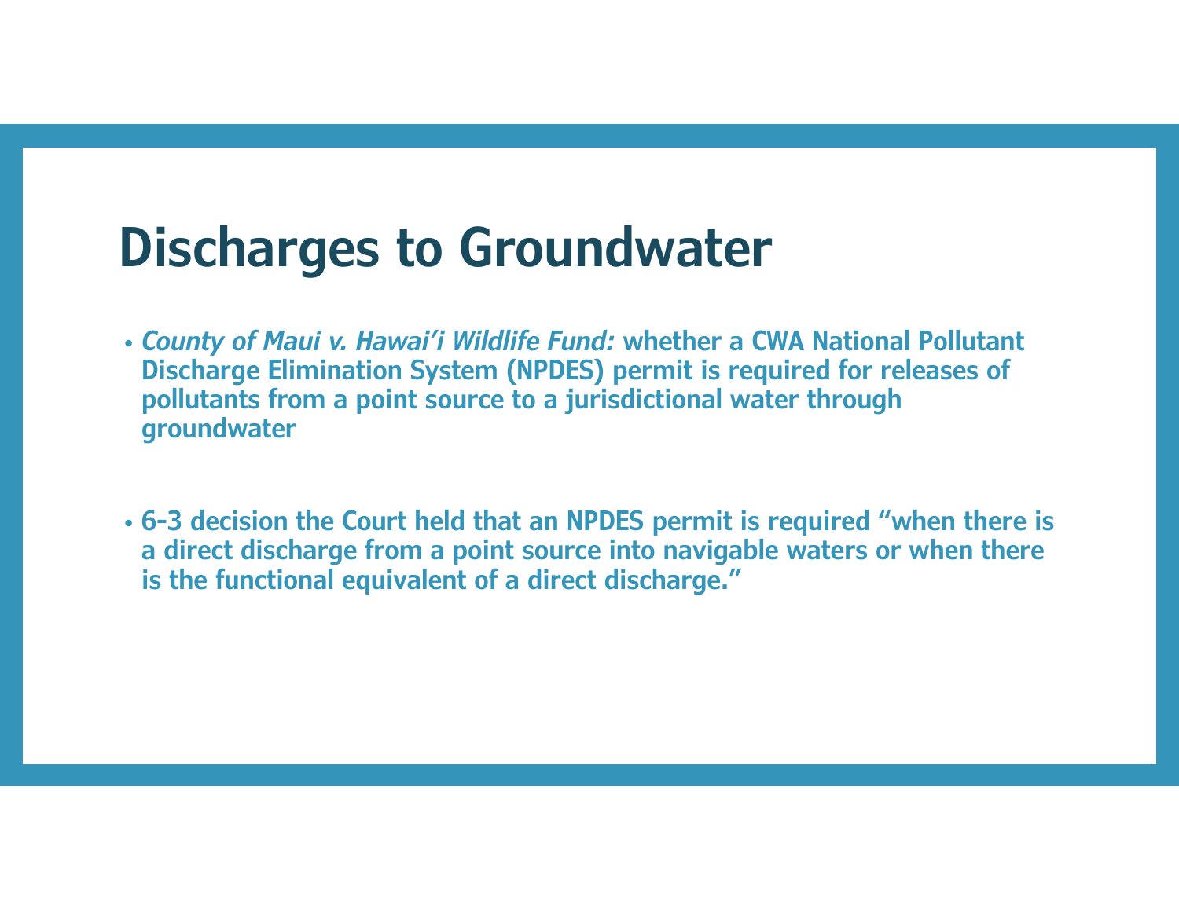# Discharges to Groundwater

- *County of Maui v. Hawai'i Wildlife Fund:* whether a CWA National Pollutant Discharge Elimination System (NPDES) permit is required for releases of pollutants from a point source to a jurisdictional water through groundwater

- 6-3 decision the Court held that an NPDES permit is required "when there is a direct discharge from a point source into navigable waters or when there is the functional equivalent of a direct discharge."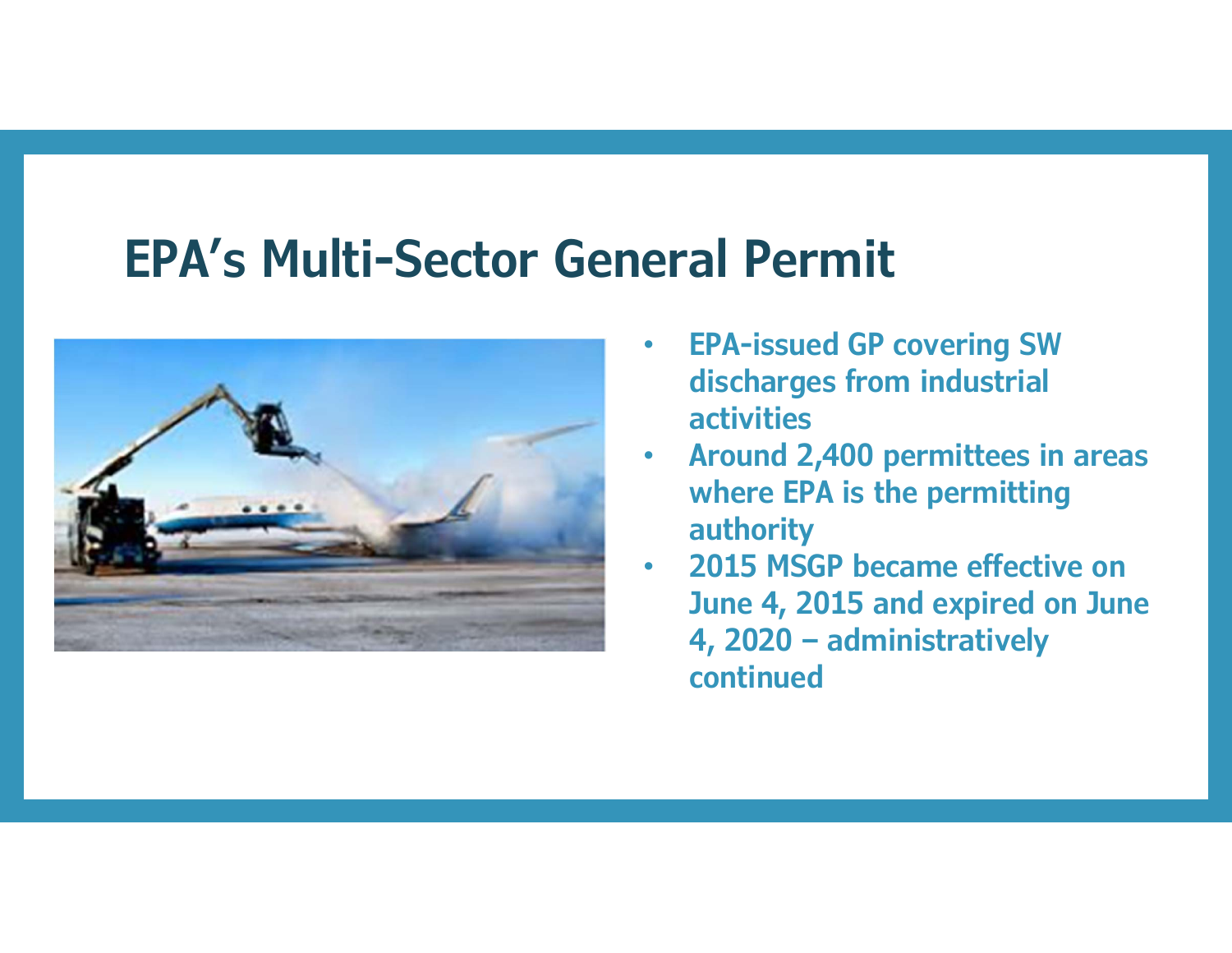# EPA's Multi-Sector General Permit

- EPA-issued GP covering SW discharges from industrial activities
- Around 2,400 permittees in areas where EPA is the permitting authority
- 2015 MSGP became effective on June 4, 2015 and expired on June 4, 2020 – administratively continued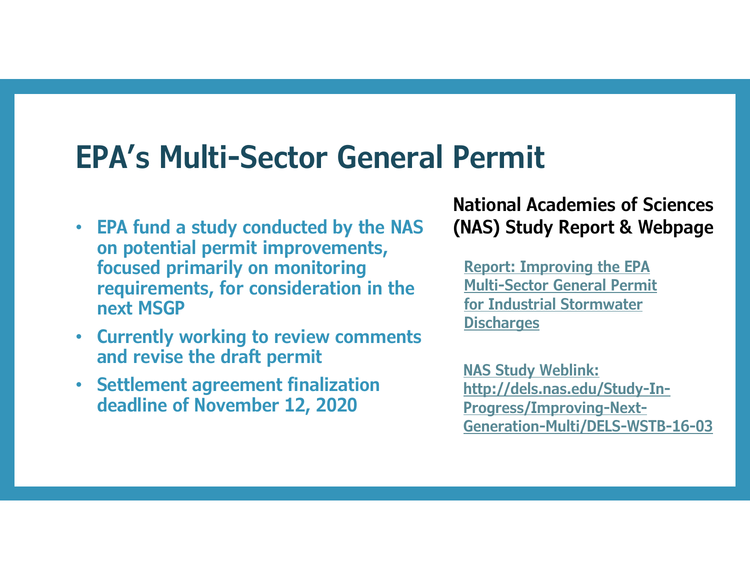# EPA's Multi-Sector General Permit

- EPA fund a study conducted by the NAS on potential permit improvements, focused primarily on monitoring requirements, for consideration in the next MSGP
- Currently working to review comments and revise the draft permit
- Settlement agreement finalization deadline of November 12, 2020

## National Academies of Sciences (NAS) Study Report & Webpage

Report: Improving the EPA Multi-Sector General Permit for Industrial Stormwater Discharges

NAS Study Weblink: http://dels.nas.edu/Study-In-Progress/Improving-Next-Generation-Multi/DELS-WSTB-16-03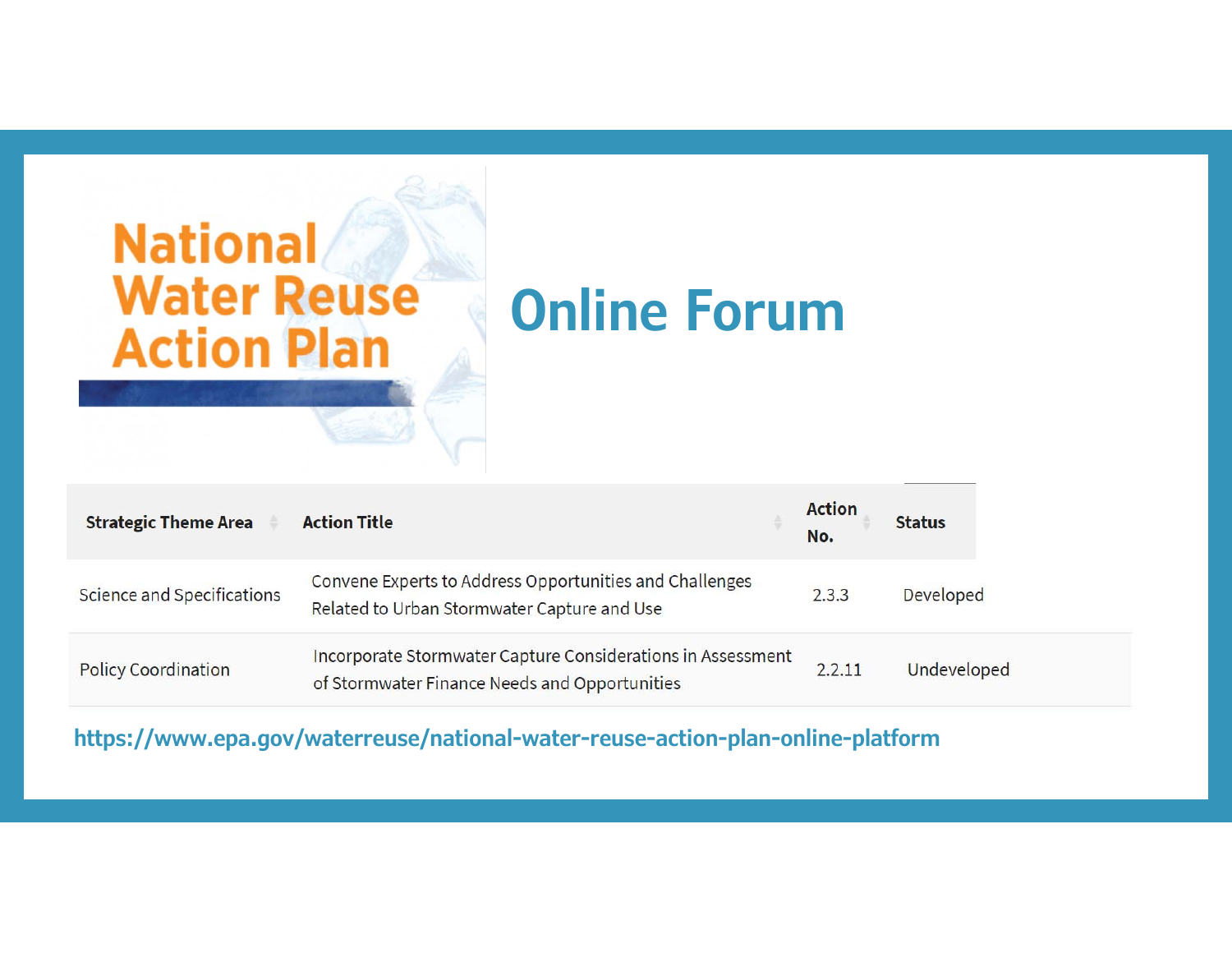# National Water Reuse Action Plan

## Online Forum

| Strategic Theme Area | Action Title | Action No. | Status |
|---|---|---|---|
| Science and Specifications | Convene Experts to Address Opportunities and Challenges Related to Urban Stormwater Capture and Use | 2.3.3 | Developed |
| Policy Coordination | Incorporate Stormwater Capture Considerations in Assessment of Stormwater Finance Needs and Opportunities | 2.2.11 | Undeveloped |

https://www.epa.gov/waterreuse/national-water-reuse-action-plan-online-platform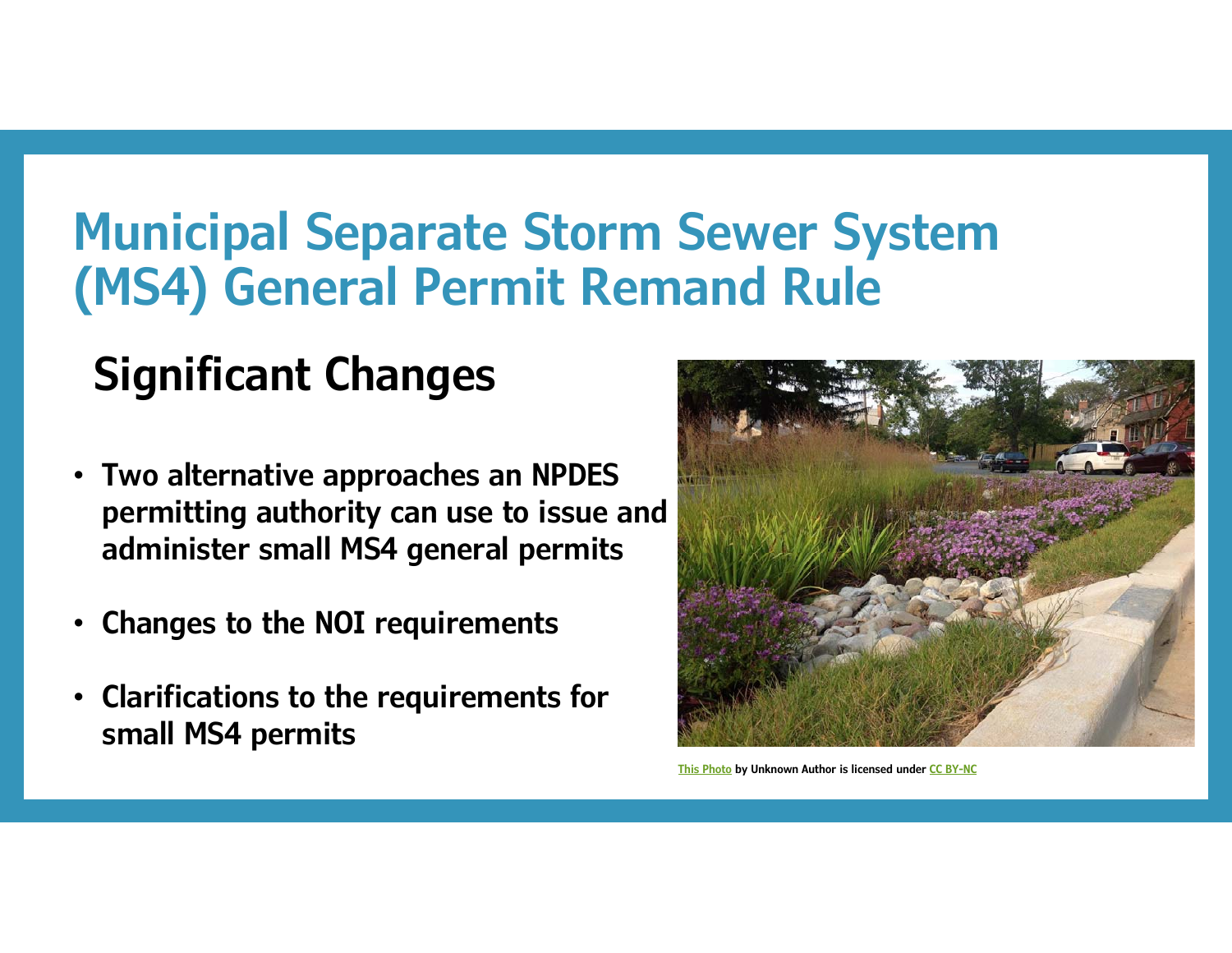# Municipal Separate Storm Sewer System (MS4) General Permit Remand Rule

## Significant Changes

- **Two alternative approaches an NPDES permitting authority can use to issue and administer small MS4 general permits**
- **Changes to the NOI requirements**
- **Clarifications to the requirements for small MS4 permits**

This Photo by Unknown Author is licensed under CC BY-NC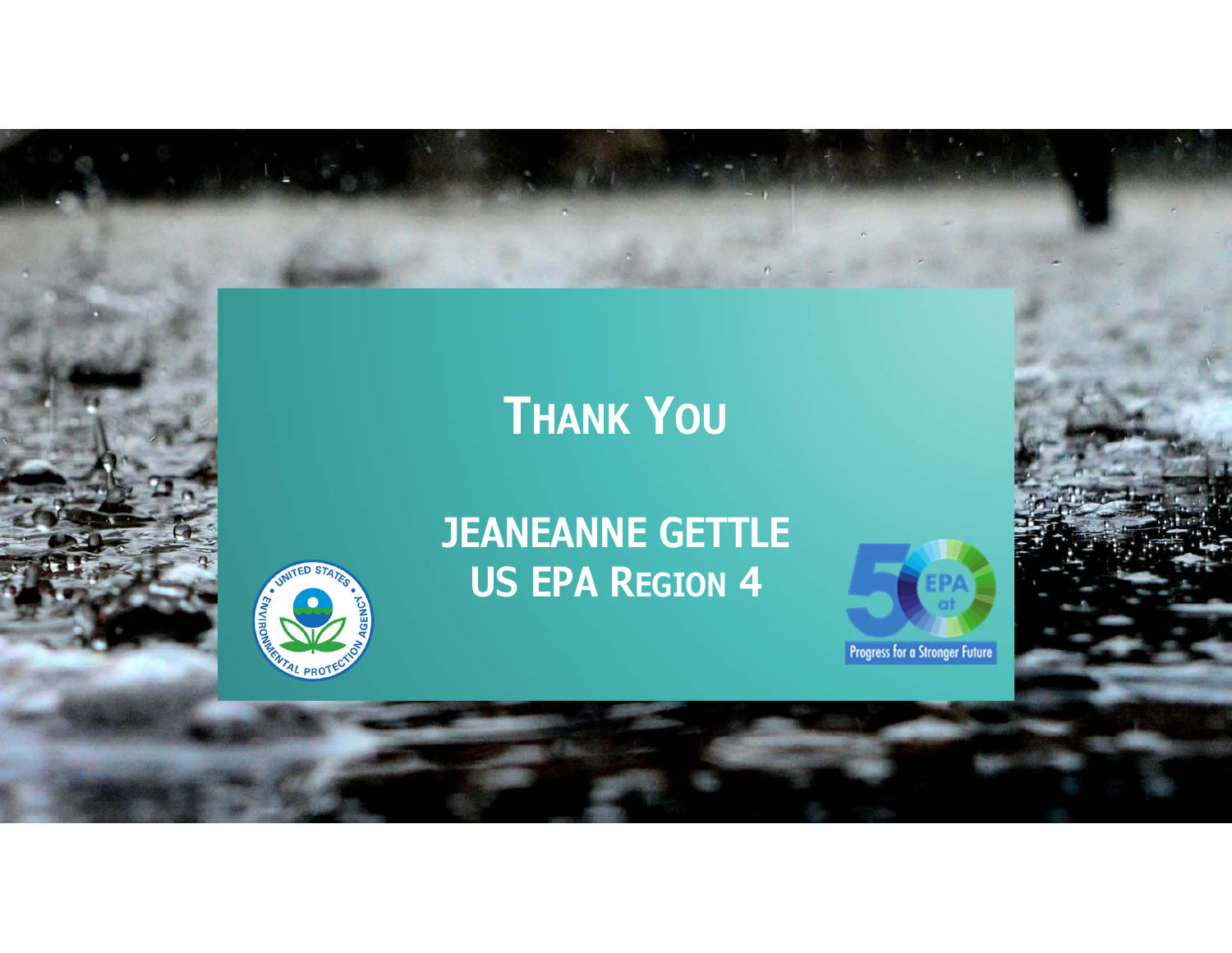# Thank You

## Jeaneanne Gettle
## US EPA Region 4